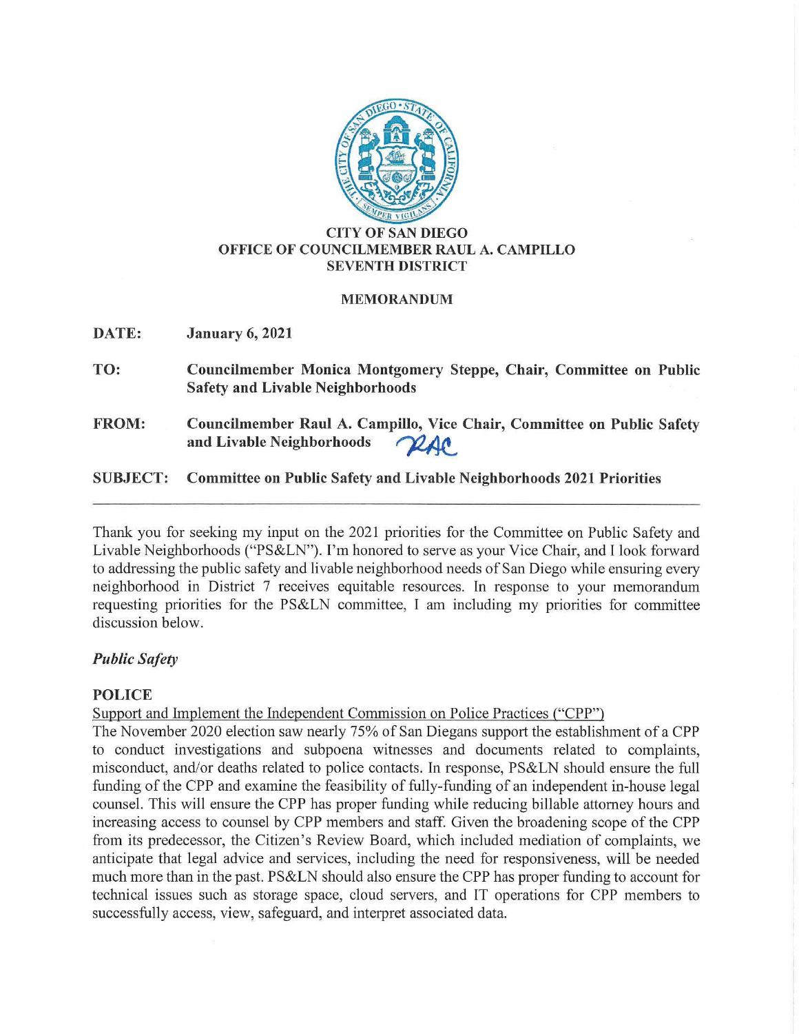**CITY OF SAN DIEGO**
**OFFICE OF COUNCILMEMBER RAUL A. CAMPILLO**
**SEVENTH DISTRICT**

**MEMORANDUM**

**DATE:** **January 6, 2021**

**TO:** **Councilmember Monica Montgomery Steppe, Chair, Committee on Public Safety and Livable Neighborhoods**

**FROM:** **Councilmember Raul A. Campillo, Vice Chair, Committee on Public Safety and Livable Neighborhoods** RAC

**SUBJECT:** **Committee on Public Safety and Livable Neighborhoods 2021 Priorities**

---

Thank you for seeking my input on the 2021 priorities for the Committee on Public Safety and Livable Neighborhoods ("PS&LN"). I'm honored to serve as your Vice Chair, and I look forward to addressing the public safety and livable neighborhood needs of San Diego while ensuring every neighborhood in District 7 receives equitable resources. In response to your memorandum requesting priorities for the PS&LN committee, I am including my priorities for committee discussion below.

## *Public Safety*

### POLICE

<u>Support and Implement the Independent Commission on Police Practices ("CPP")</u>

The November 2020 election saw nearly 75% of San Diegans support the establishment of a CPP to conduct investigations and subpoena witnesses and documents related to complaints, misconduct, and/or deaths related to police contacts. In response, PS&LN should ensure the full funding of the CPP and examine the feasibility of fully-funding of an independent in-house legal counsel. This will ensure the CPP has proper funding while reducing billable attorney hours and increasing access to counsel by CPP members and staff. Given the broadening scope of the CPP from its predecessor, the Citizen's Review Board, which included mediation of complaints, we anticipate that legal advice and services, including the need for responsiveness, will be needed much more than in the past. PS&LN should also ensure the CPP has proper funding to account for technical issues such as storage space, cloud servers, and IT operations for CPP members to successfully access, view, safeguard, and interpret associated data.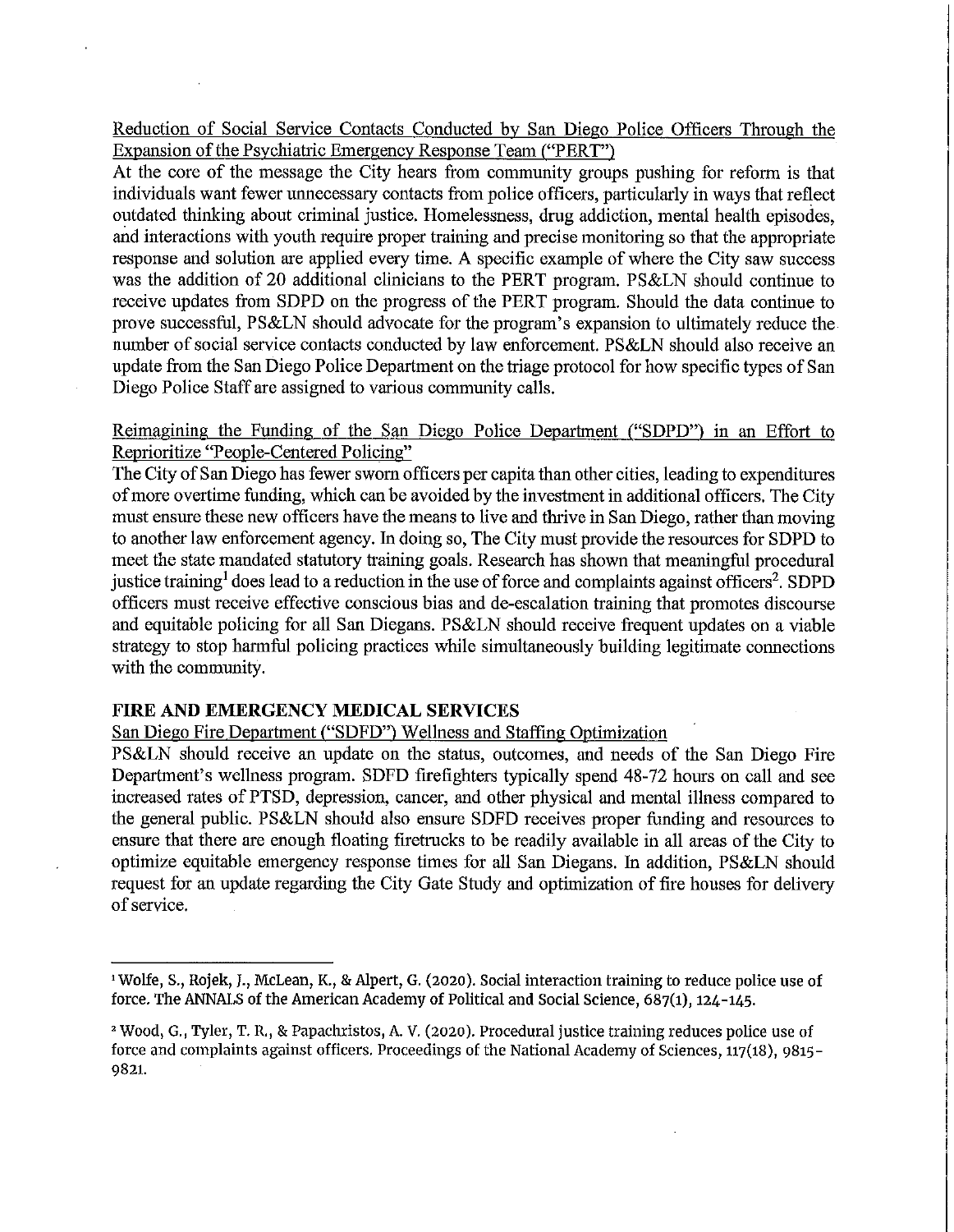Reduction of Social Service Contacts Conducted by San Diego Police Officers Through the Expansion of the Psychiatric Emergency Response Team ("PERT")

At the core of the message the City hears from community groups pushing for reform is that individuals want fewer unnecessary contacts from police officers, particularly in ways that reflect outdated thinking about criminal justice. Homelessness, drug addiction, mental health episodes, and interactions with youth require proper training and precise monitoring so that the appropriate response and solution are applied every time. A specific example of where the City saw success was the addition of 20 additional clinicians to the PERT program. PS&LN should continue to receive updates from SDPD on the progress of the PERT program. Should the data continue to prove successful, PS&LN should advocate for the program's expansion to ultimately reduce the number of social service contacts conducted by law enforcement. PS&LN should also receive an update from the San Diego Police Department on the triage protocol for how specific types of San Diego Police Staff are assigned to various community calls.

Reimagining the Funding of the San Diego Police Department ("SDPD") in an Effort to Reprioritize "People-Centered Policing"

The City of San Diego has fewer sworn officers per capita than other cities, leading to expenditures of more overtime funding, which can be avoided by the investment in additional officers. The City must ensure these new officers have the means to live and thrive in San Diego, rather than moving to another law enforcement agency. In doing so, The City must provide the resources for SDPD to meet the state mandated statutory training goals. Research has shown that meaningful procedural justice training[1] does lead to a reduction in the use of force and complaints against officers[2]. SDPD officers must receive effective conscious bias and de-escalation training that promotes discourse and equitable policing for all San Diegans. PS&LN should receive frequent updates on a viable strategy to stop harmful policing practices while simultaneously building legitimate connections with the community.

## FIRE AND EMERGENCY MEDICAL SERVICES

San Diego Fire Department ("SDFD") Wellness and Staffing Optimization

PS&LN should receive an update on the status, outcomes, and needs of the San Diego Fire Department's wellness program. SDFD firefighters typically spend 48-72 hours on call and see increased rates of PTSD, depression, cancer, and other physical and mental illness compared to the general public. PS&LN should also ensure SDFD receives proper funding and resources to ensure that there are enough floating firetrucks to be readily available in all areas of the City to optimize equitable emergency response times for all San Diegans. In addition, PS&LN should request for an update regarding the City Gate Study and optimization of fire houses for delivery of service.

---

[1] Wolfe, S., Rojek, J., McLean, K., & Alpert, G. (2020). Social interaction training to reduce police use of force. The ANNALS of the American Academy of Political and Social Science, 687(1), 124-145.

[2] Wood, G., Tyler, T. R., & Papachristos, A. V. (2020). Procedural justice training reduces police use of force and complaints against officers. Proceedings of the National Academy of Sciences, 117(18), 9815-9821.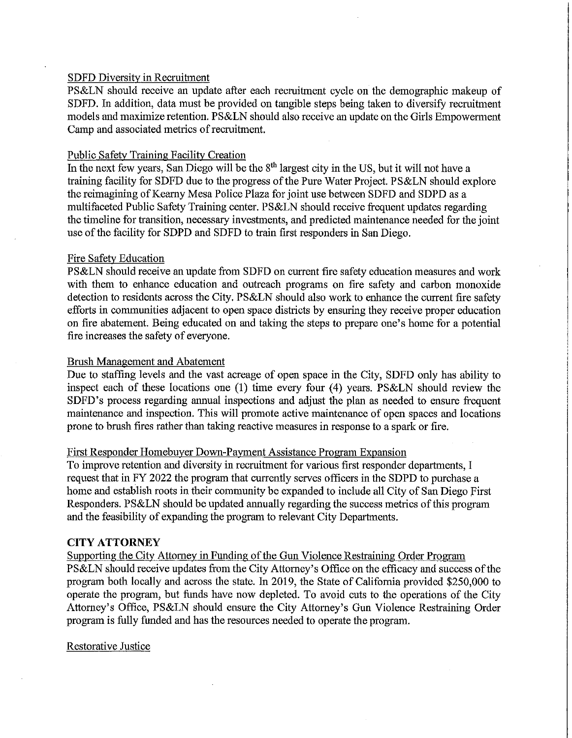SDFD Diversity in Recruitment

PS&LN should receive an update after each recruitment cycle on the demographic makeup of SDFD. In addition, data must be provided on tangible steps being taken to diversify recruitment models and maximize retention. PS&LN should also receive an update on the Girls Empowerment Camp and associated metrics of recruitment.

Public Safety Training Facility Creation

In the next few years, San Diego will be the 8th largest city in the US, but it will not have a training facility for SDFD due to the progress of the Pure Water Project. PS&LN should explore the reimagining of Kearny Mesa Police Plaza for joint use between SDFD and SDPD as a multifaceted Public Safety Training center. PS&LN should receive frequent updates regarding the timeline for transition, necessary investments, and predicted maintenance needed for the joint use of the facility for SDPD and SDFD to train first responders in San Diego.

Fire Safety Education

PS&LN should receive an update from SDFD on current fire safety education measures and work with them to enhance education and outreach programs on fire safety and carbon monoxide detection to residents across the City. PS&LN should also work to enhance the current fire safety efforts in communities adjacent to open space districts by ensuring they receive proper education on fire abatement. Being educated on and taking the steps to prepare one's home for a potential fire increases the safety of everyone.

Brush Management and Abatement

Due to staffing levels and the vast acreage of open space in the City, SDFD only has ability to inspect each of these locations one (1) time every four (4) years. PS&LN should review the SDFD's process regarding annual inspections and adjust the plan as needed to ensure frequent maintenance and inspection. This will promote active maintenance of open spaces and locations prone to brush fires rather than taking reactive measures in response to a spark or fire.

First Responder Homebuyer Down-Payment Assistance Program Expansion

To improve retention and diversity in recruitment for various first responder departments, I request that in FY 2022 the program that currently serves officers in the SDPD to purchase a home and establish roots in their community be expanded to include all City of San Diego First Responders. PS&LN should be updated annually regarding the success metrics of this program and the feasibility of expanding the program to relevant City Departments.

## CITY ATTORNEY

Supporting the City Attorney in Funding of the Gun Violence Restraining Order Program

PS&LN should receive updates from the City Attorney's Office on the efficacy and success of the program both locally and across the state. In 2019, the State of California provided $250,000 to operate the program, but funds have now depleted. To avoid cuts to the operations of the City Attorney's Office, PS&LN should ensure the City Attorney's Gun Violence Restraining Order program is fully funded and has the resources needed to operate the program.

Restorative Justice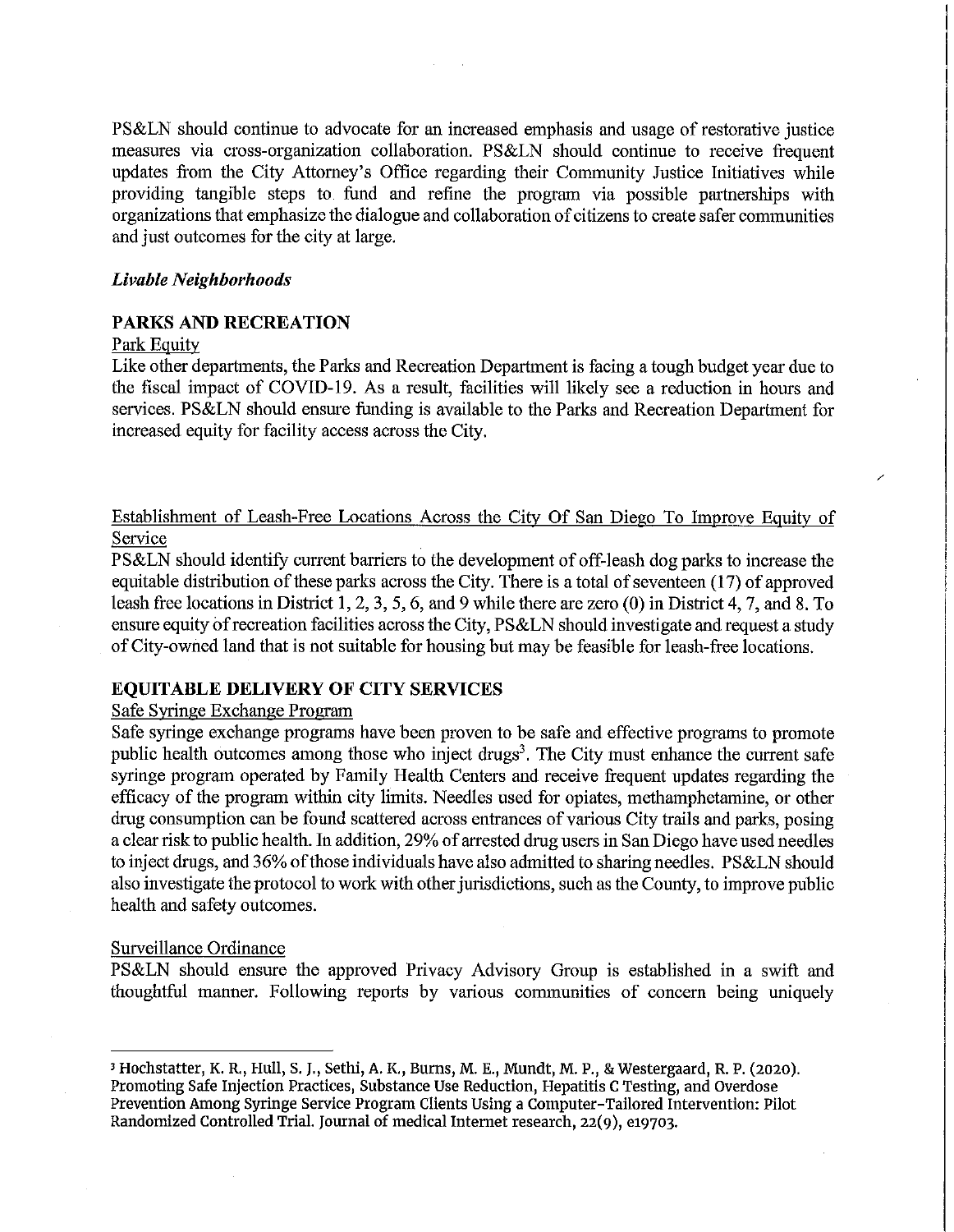PS&LN should continue to advocate for an increased emphasis and usage of restorative justice measures via cross-organization collaboration. PS&LN should continue to receive frequent updates from the City Attorney's Office regarding their Community Justice Initiatives while providing tangible steps to fund and refine the program via possible partnerships with organizations that emphasize the dialogue and collaboration of citizens to create safer communities and just outcomes for the city at large.

***Livable Neighborhoods***

**PARKS AND RECREATION**

Park Equity

Like other departments, the Parks and Recreation Department is facing a tough budget year due to the fiscal impact of COVID-19. As a result, facilities will likely see a reduction in hours and services. PS&LN should ensure funding is available to the Parks and Recreation Department for increased equity for facility access across the City.

Establishment of Leash-Free Locations Across the City Of San Diego To Improve Equity of Service

PS&LN should identify current barriers to the development of off-leash dog parks to increase the equitable distribution of these parks across the City. There is a total of seventeen (17) of approved leash free locations in District 1, 2, 3, 5, 6, and 9 while there are zero (0) in District 4, 7, and 8. To ensure equity of recreation facilities across the City, PS&LN should investigate and request a study of City-owned land that is not suitable for housing but may be feasible for leash-free locations.

**EQUITABLE DELIVERY OF CITY SERVICES**

Safe Syringe Exchange Program

Safe syringe exchange programs have been proven to be safe and effective programs to promote public health outcomes among those who inject drugs[3]. The City must enhance the current safe syringe program operated by Family Health Centers and receive frequent updates regarding the efficacy of the program within city limits. Needles used for opiates, methamphetamine, or other drug consumption can be found scattered across entrances of various City trails and parks, posing a clear risk to public health. In addition, 29% of arrested drug users in San Diego have used needles to inject drugs, and 36% of those individuals have also admitted to sharing needles. PS&LN should also investigate the protocol to work with other jurisdictions, such as the County, to improve public health and safety outcomes.

Surveillance Ordinance

PS&LN should ensure the approved Privacy Advisory Group is established in a swift and thoughtful manner. Following reports by various communities of concern being uniquely

---

[3] Hochstatter, K. R., Hull, S. J., Sethi, A. K., Burns, M. E., Mundt, M. P., & Westergaard, R. P. (2020). Promoting Safe Injection Practices, Substance Use Reduction, Hepatitis C Testing, and Overdose Prevention Among Syringe Service Program Clients Using a Computer-Tailored Intervention: Pilot Randomized Controlled Trial. Journal of medical Internet research, 22(9), e19703.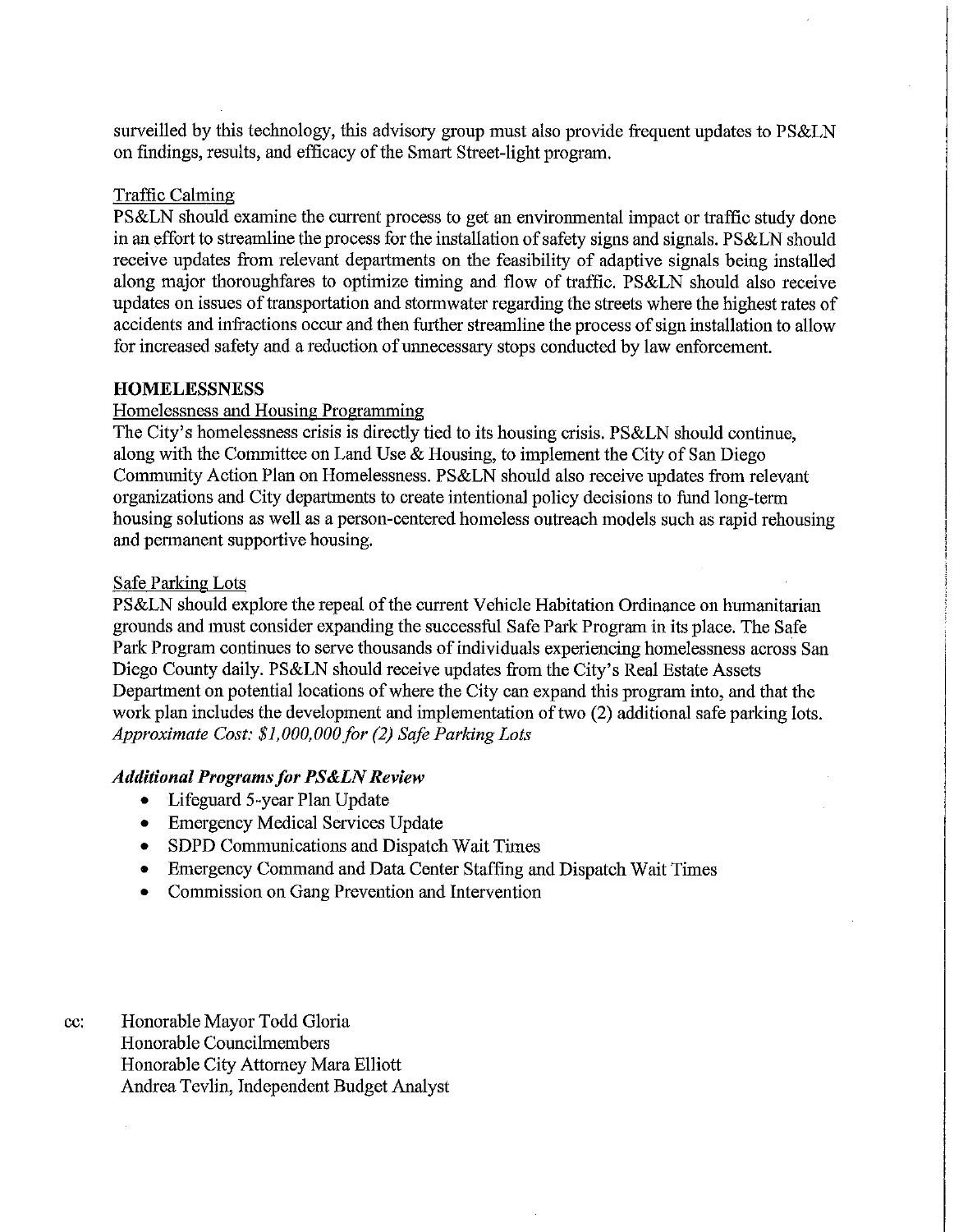surveilled by this technology, this advisory group must also provide frequent updates to PS&LN on findings, results, and efficacy of the Smart Street-light program.

Traffic Calming

PS&LN should examine the current process to get an environmental impact or traffic study done in an effort to streamline the process for the installation of safety signs and signals. PS&LN should receive updates from relevant departments on the feasibility of adaptive signals being installed along major thoroughfares to optimize timing and flow of traffic. PS&LN should also receive updates on issues of transportation and stormwater regarding the streets where the highest rates of accidents and infractions occur and then further streamline the process of sign installation to allow for increased safety and a reduction of unnecessary stops conducted by law enforcement.

**HOMELESSNESS**

Homelessness and Housing Programming

The City's homelessness crisis is directly tied to its housing crisis. PS&LN should continue, along with the Committee on Land Use & Housing, to implement the City of San Diego Community Action Plan on Homelessness. PS&LN should also receive updates from relevant organizations and City departments to create intentional policy decisions to fund long-term housing solutions as well as a person-centered homeless outreach models such as rapid rehousing and permanent supportive housing.

Safe Parking Lots

PS&LN should explore the repeal of the current Vehicle Habitation Ordinance on humanitarian grounds and must consider expanding the successful Safe Park Program in its place. The Safe Park Program continues to serve thousands of individuals experiencing homelessness across San Diego County daily. PS&LN should receive updates from the City's Real Estate Assets Department on potential locations of where the City can expand this program into, and that the work plan includes the development and implementation of two (2) additional safe parking lots.
*Approximate Cost: $1,000,000 for (2) Safe Parking Lots*

***Additional Programs for PS&LN Review***

- Lifeguard 5-year Plan Update
- Emergency Medical Services Update
- SDPD Communications and Dispatch Wait Times
- Emergency Command and Data Center Staffing and Dispatch Wait Times
- Commission on Gang Prevention and Intervention

cc: Honorable Mayor Todd Gloria
Honorable Councilmembers
Honorable City Attorney Mara Elliott
Andrea Tevlin, Independent Budget Analyst